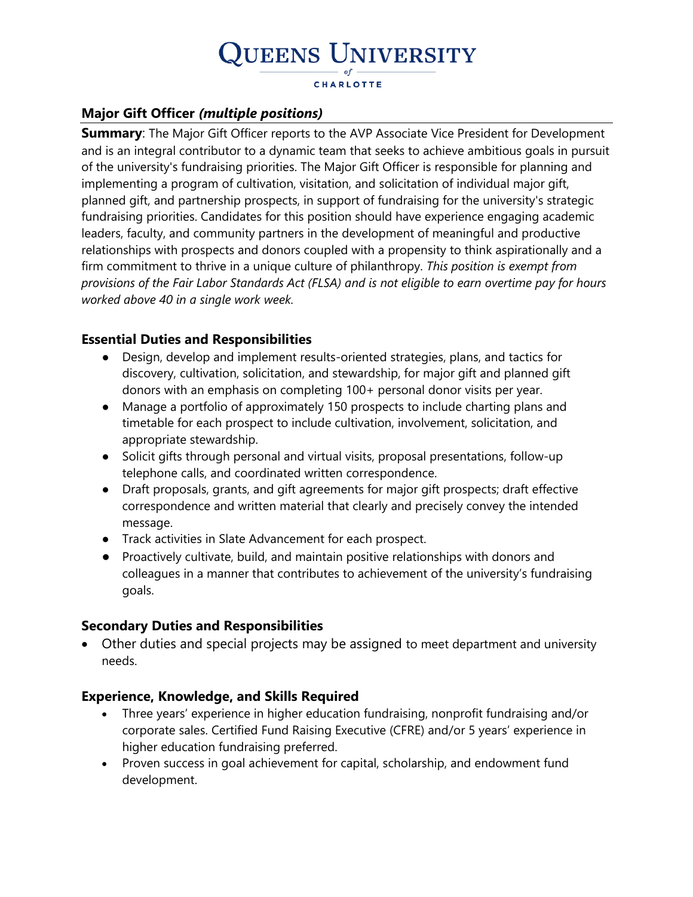# Queens University of Charlotte

## Major Gift Officer *(multiple positions)*

**Summary**: The Major Gift Officer reports to the AVP Associate Vice President for Development and is an integral contributor to a dynamic team that seeks to achieve ambitious goals in pursuit of the university's fundraising priorities. The Major Gift Officer is responsible for planning and implementing a program of cultivation, visitation, and solicitation of individual major gift, planned gift, and partnership prospects, in support of fundraising for the university's strategic fundraising priorities. Candidates for this position should have experience engaging academic leaders, faculty, and community partners in the development of meaningful and productive relationships with prospects and donors coupled with a propensity to think aspirationally and a firm commitment to thrive in a unique culture of philanthropy. *This position is exempt from provisions of the Fair Labor Standards Act (FLSA) and is not eligible to earn overtime pay for hours worked above 40 in a single work week.*

### Essential Duties and Responsibilities

- Design, develop and implement results-oriented strategies, plans, and tactics for discovery, cultivation, solicitation, and stewardship, for major gift and planned gift donors with an emphasis on completing 100+ personal donor visits per year.
- Manage a portfolio of approximately 150 prospects to include charting plans and timetable for each prospect to include cultivation, involvement, solicitation, and appropriate stewardship.
- Solicit gifts through personal and virtual visits, proposal presentations, follow-up telephone calls, and coordinated written correspondence.
- Draft proposals, grants, and gift agreements for major gift prospects; draft effective correspondence and written material that clearly and precisely convey the intended message.
- Track activities in Slate Advancement for each prospect.
- Proactively cultivate, build, and maintain positive relationships with donors and colleagues in a manner that contributes to achievement of the university's fundraising goals.

### Secondary Duties and Responsibilities

- Other duties and special projects may be assigned to meet department and university needs.

### Experience, Knowledge, and Skills Required

- Three years' experience in higher education fundraising, nonprofit fundraising and/or corporate sales. Certified Fund Raising Executive (CFRE) and/or 5 years' experience in higher education fundraising preferred.
- Proven success in goal achievement for capital, scholarship, and endowment fund development.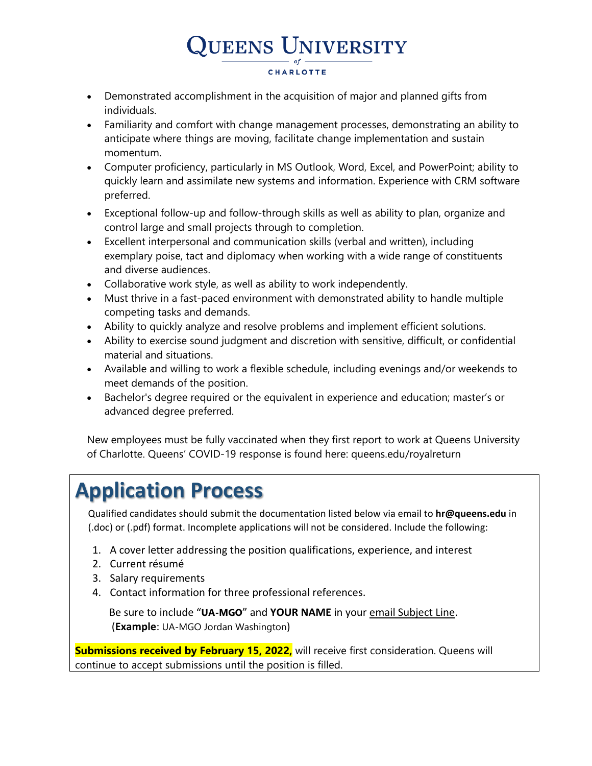- Demonstrated accomplishment in the acquisition of major and planned gifts from individuals.
- Familiarity and comfort with change management processes, demonstrating an ability to anticipate where things are moving, facilitate change implementation and sustain momentum.
- Computer proficiency, particularly in MS Outlook, Word, Excel, and PowerPoint; ability to quickly learn and assimilate new systems and information. Experience with CRM software preferred.
- Exceptional follow-up and follow-through skills as well as ability to plan, organize and control large and small projects through to completion.
- Excellent interpersonal and communication skills (verbal and written), including exemplary poise, tact and diplomacy when working with a wide range of constituents and diverse audiences.
- Collaborative work style, as well as ability to work independently.
- Must thrive in a fast-paced environment with demonstrated ability to handle multiple competing tasks and demands.
- Ability to quickly analyze and resolve problems and implement efficient solutions.
- Ability to exercise sound judgment and discretion with sensitive, difficult, or confidential material and situations.
- Available and willing to work a flexible schedule, including evenings and/or weekends to meet demands of the position.
- Bachelor's degree required or the equivalent in experience and education; master's or advanced degree preferred.

New employees must be fully vaccinated when they first report to work at Queens University of Charlotte. Queens' COVID-19 response is found here: queens.edu/royalreturn

# Application Process

Qualified candidates should submit the documentation listed below via email to **hr@queens.edu** in (.doc) or (.pdf) format. Incomplete applications will not be considered. Include the following:

1. A cover letter addressing the position qualifications, experience, and interest
2. Current résumé
3. Salary requirements
4. Contact information for three professional references.

Be sure to include "**UA-MGO**" and **YOUR NAME** in your email Subject Line.
(**Example**: UA-MGO Jordan Washington)

**Submissions received by February 15, 2022,** will receive first consideration. Queens will continue to accept submissions until the position is filled.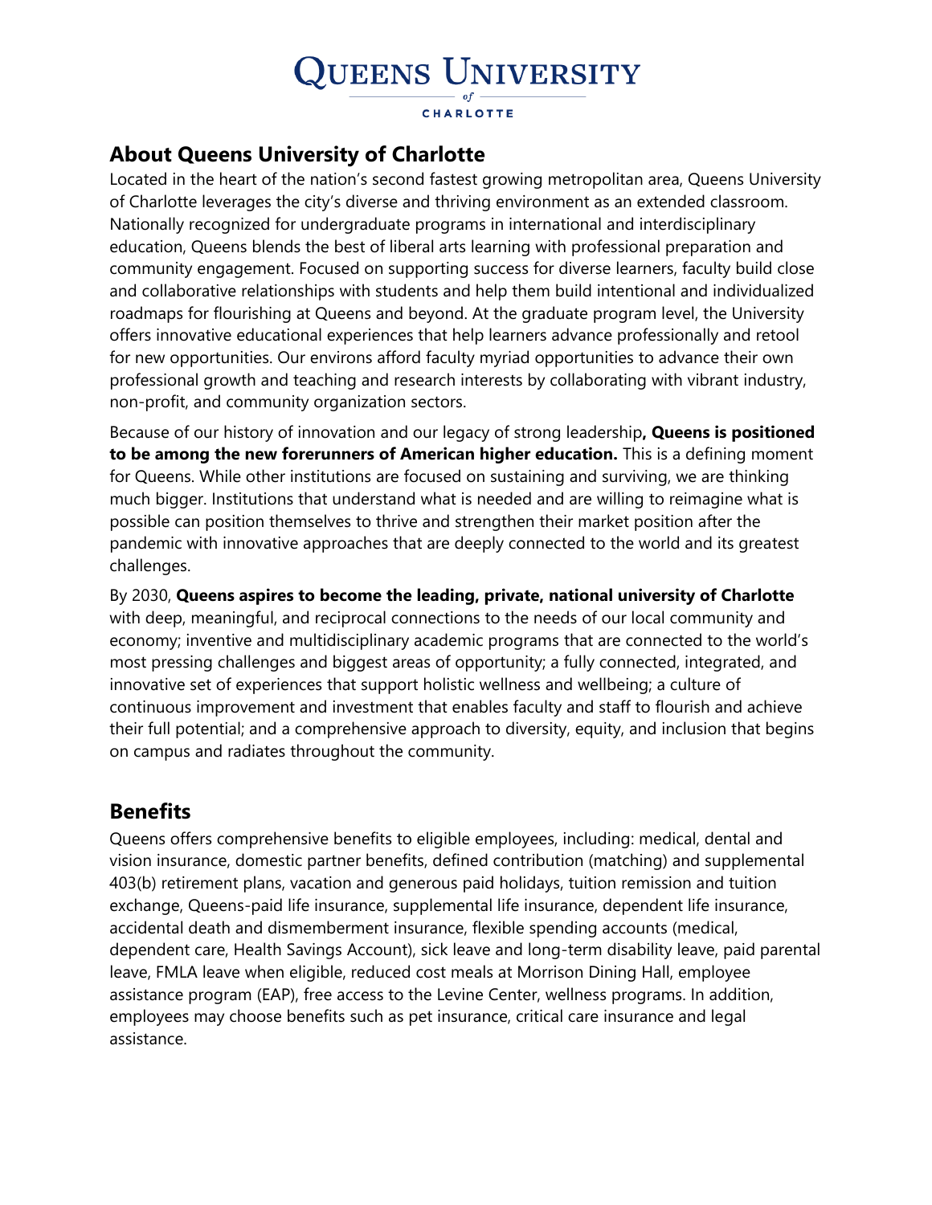# Queens University of Charlotte

## About Queens University of Charlotte

Located in the heart of the nation's second fastest growing metropolitan area, Queens University of Charlotte leverages the city's diverse and thriving environment as an extended classroom. Nationally recognized for undergraduate programs in international and interdisciplinary education, Queens blends the best of liberal arts learning with professional preparation and community engagement. Focused on supporting success for diverse learners, faculty build close and collaborative relationships with students and help them build intentional and individualized roadmaps for flourishing at Queens and beyond. At the graduate program level, the University offers innovative educational experiences that help learners advance professionally and retool for new opportunities. Our environs afford faculty myriad opportunities to advance their own professional growth and teaching and research interests by collaborating with vibrant industry, non-profit, and community organization sectors.

Because of our history of innovation and our legacy of strong leadership**, Queens is positioned to be among the new forerunners of American higher education.** This is a defining moment for Queens. While other institutions are focused on sustaining and surviving, we are thinking much bigger. Institutions that understand what is needed and are willing to reimagine what is possible can position themselves to thrive and strengthen their market position after the pandemic with innovative approaches that are deeply connected to the world and its greatest challenges.

By 2030, **Queens aspires to become the leading, private, national university of Charlotte** with deep, meaningful, and reciprocal connections to the needs of our local community and economy; inventive and multidisciplinary academic programs that are connected to the world's most pressing challenges and biggest areas of opportunity; a fully connected, integrated, and innovative set of experiences that support holistic wellness and wellbeing; a culture of continuous improvement and investment that enables faculty and staff to flourish and achieve their full potential; and a comprehensive approach to diversity, equity, and inclusion that begins on campus and radiates throughout the community.

## Benefits

Queens offers comprehensive benefits to eligible employees, including: medical, dental and vision insurance, domestic partner benefits, defined contribution (matching) and supplemental 403(b) retirement plans, vacation and generous paid holidays, tuition remission and tuition exchange, Queens-paid life insurance, supplemental life insurance, dependent life insurance, accidental death and dismemberment insurance, flexible spending accounts (medical, dependent care, Health Savings Account), sick leave and long-term disability leave, paid parental leave, FMLA leave when eligible, reduced cost meals at Morrison Dining Hall, employee assistance program (EAP), free access to the Levine Center, wellness programs. In addition, employees may choose benefits such as pet insurance, critical care insurance and legal assistance.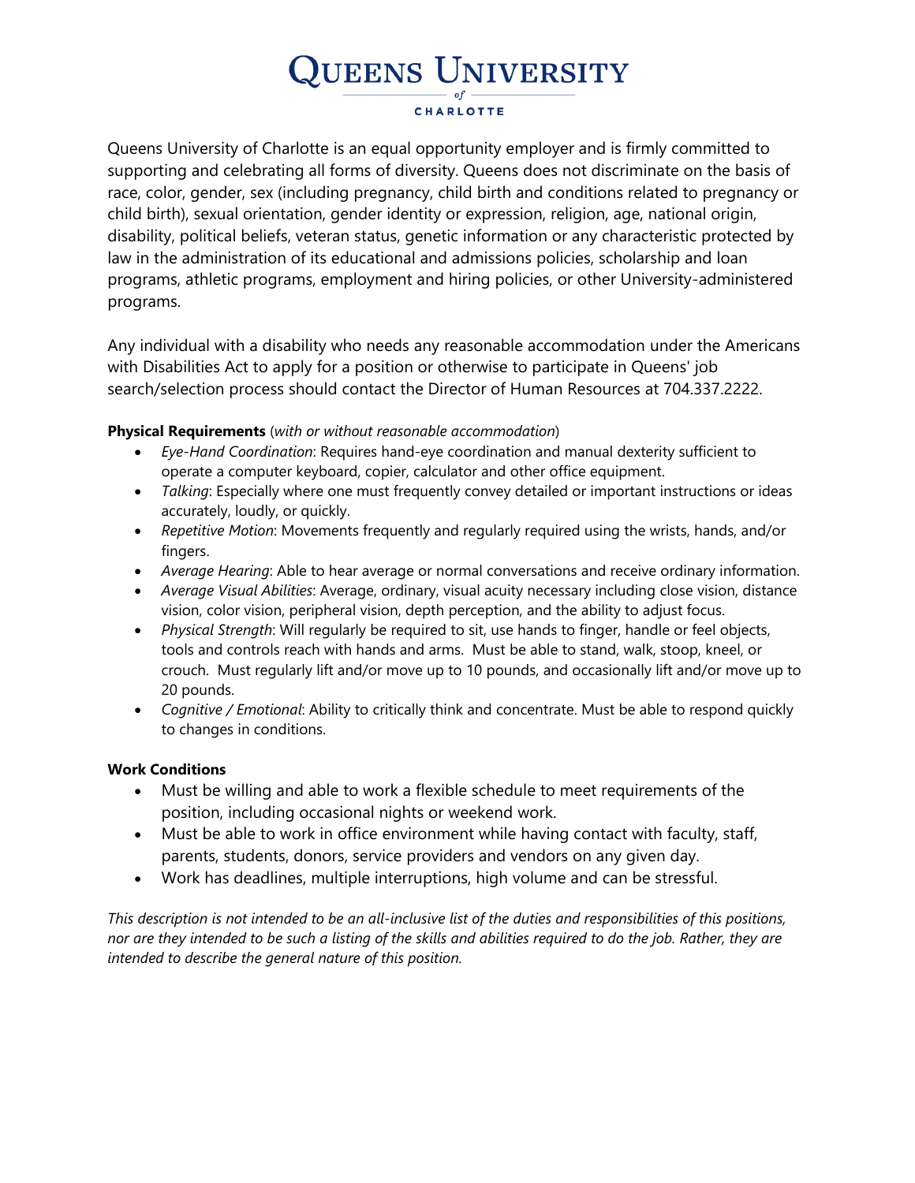# Queens University of Charlotte

Queens University of Charlotte is an equal opportunity employer and is firmly committed to supporting and celebrating all forms of diversity. Queens does not discriminate on the basis of race, color, gender, sex (including pregnancy, child birth and conditions related to pregnancy or child birth), sexual orientation, gender identity or expression, religion, age, national origin, disability, political beliefs, veteran status, genetic information or any characteristic protected by law in the administration of its educational and admissions policies, scholarship and loan programs, athletic programs, employment and hiring policies, or other University-administered programs.

Any individual with a disability who needs any reasonable accommodation under the Americans with Disabilities Act to apply for a position or otherwise to participate in Queens' job search/selection process should contact the Director of Human Resources at 704.337.2222.

**Physical Requirements** (*with or without reasonable accommodation*)

- *Eye-Hand Coordination*: Requires hand-eye coordination and manual dexterity sufficient to operate a computer keyboard, copier, calculator and other office equipment.
- *Talking*: Especially where one must frequently convey detailed or important instructions or ideas accurately, loudly, or quickly.
- *Repetitive Motion*: Movements frequently and regularly required using the wrists, hands, and/or fingers.
- *Average Hearing*: Able to hear average or normal conversations and receive ordinary information.
- *Average Visual Abilities*: Average, ordinary, visual acuity necessary including close vision, distance vision, color vision, peripheral vision, depth perception, and the ability to adjust focus.
- *Physical Strength*: Will regularly be required to sit, use hands to finger, handle or feel objects, tools and controls reach with hands and arms. Must be able to stand, walk, stoop, kneel, or crouch. Must regularly lift and/or move up to 10 pounds, and occasionally lift and/or move up to 20 pounds.
- *Cognitive / Emotional*: Ability to critically think and concentrate. Must be able to respond quickly to changes in conditions.

**Work Conditions**

- Must be willing and able to work a flexible schedule to meet requirements of the position, including occasional nights or weekend work.
- Must be able to work in office environment while having contact with faculty, staff, parents, students, donors, service providers and vendors on any given day.
- Work has deadlines, multiple interruptions, high volume and can be stressful.

*This description is not intended to be an all-inclusive list of the duties and responsibilities of this positions, nor are they intended to be such a listing of the skills and abilities required to do the job. Rather, they are intended to describe the general nature of this position.*